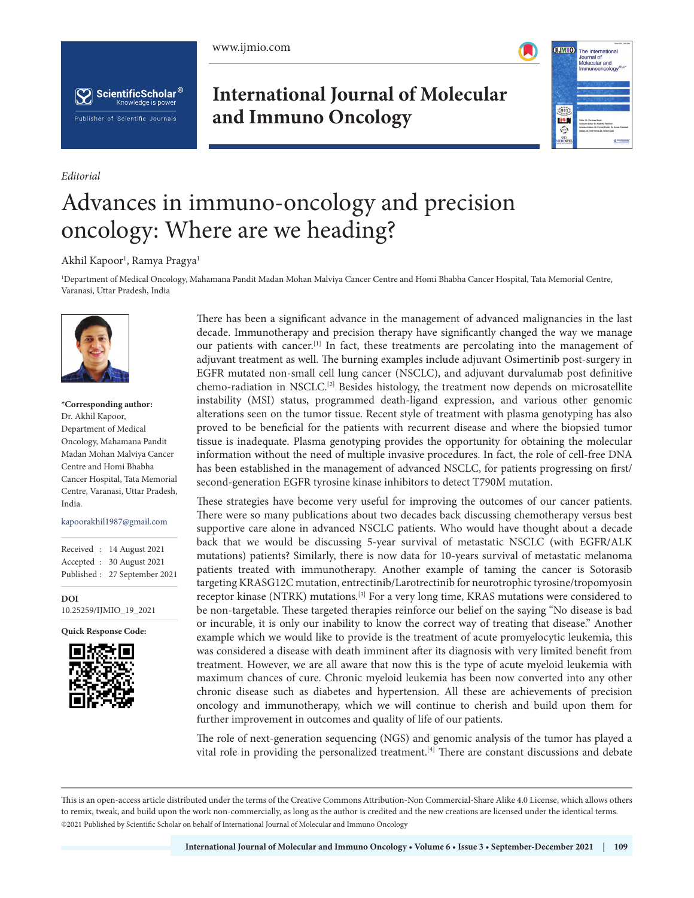*Editorial*

# Advances in immuno-oncology and precision oncology: Where are we heading?

Akhil Kapoor[1], Ramya Pragya[1]

[1]Department of Medical Oncology, Mahamana Pandit Madan Mohan Malviya Cancer Centre and Homi Bhabha Cancer Hospital, Tata Memorial Centre, Varanasi, Uttar Pradesh, India

**\*Corresponding author:**
Dr. Akhil Kapoor,
Department of Medical Oncology, Mahamana Pandit Madan Mohan Malviya Cancer Centre and Homi Bhabha Cancer Hospital, Tata Memorial Centre, Varanasi, Uttar Pradesh, India.

kapoorakhil1987@gmail.com

Received : 14 August 2021
Accepted : 30 August 2021
Published : 27 September 2021

**DOI**
10.25259/IJMIO_19_2021

**Quick Response Code:**

There has been a significant advance in the management of advanced malignancies in the last decade. Immunotherapy and precision therapy have significantly changed the way we manage our patients with cancer.[1] In fact, these treatments are percolating into the management of adjuvant treatment as well. The burning examples include adjuvant Osimertinib post-surgery in EGFR mutated non-small cell lung cancer (NSCLC), and adjuvant durvalumab post definitive chemo-radiation in NSCLC.[2] Besides histology, the treatment now depends on microsatellite instability (MSI) status, programmed death-ligand expression, and various other genomic alterations seen on the tumor tissue. Recent style of treatment with plasma genotyping has also proved to be beneficial for the patients with recurrent disease and where the biopsied tumor tissue is inadequate. Plasma genotyping provides the opportunity for obtaining the molecular information without the need of multiple invasive procedures. In fact, the role of cell-free DNA has been established in the management of advanced NSCLC, for patients progressing on first/second-generation EGFR tyrosine kinase inhibitors to detect T790M mutation.

These strategies have become very useful for improving the outcomes of our cancer patients. There were so many publications about two decades back discussing chemotherapy versus best supportive care alone in advanced NSCLC patients. Who would have thought about a decade back that we would be discussing 5-year survival of metastatic NSCLC (with EGFR/ALK mutations) patients? Similarly, there is now data for 10-years survival of metastatic melanoma patients treated with immunotherapy. Another example of taming the cancer is Sotorasib targeting KRASG12C mutation, entrectinib/Larotrectinib for neurotrophic tyrosine/tropomyosin receptor kinase (NTRK) mutations.[3] For a very long time, KRAS mutations were considered to be non-targetable. These targeted therapies reinforce our belief on the saying "No disease is bad or incurable, it is only our inability to know the correct way of treating that disease." Another example which we would like to provide is the treatment of acute promyelocytic leukemia, this was considered a disease with death imminent after its diagnosis with very limited benefit from treatment. However, we are all aware that now this is the type of acute myeloid leukemia with maximum chances of cure. Chronic myeloid leukemia has been now converted into any other chronic disease such as diabetes and hypertension. All these are achievements of precision oncology and immunotherapy, which we will continue to cherish and build upon them for further improvement in outcomes and quality of life of our patients.

The role of next-generation sequencing (NGS) and genomic analysis of the tumor has played a vital role in providing the personalized treatment.[4] There are constant discussions and debate

This is an open-access article distributed under the terms of the Creative Commons Attribution-Non Commercial-Share Alike 4.0 License, which allows others to remix, tweak, and build upon the work non-commercially, as long as the author is credited and the new creations are licensed under the identical terms.
©2021 Published by Scientific Scholar on behalf of International Journal of Molecular and Immuno Oncology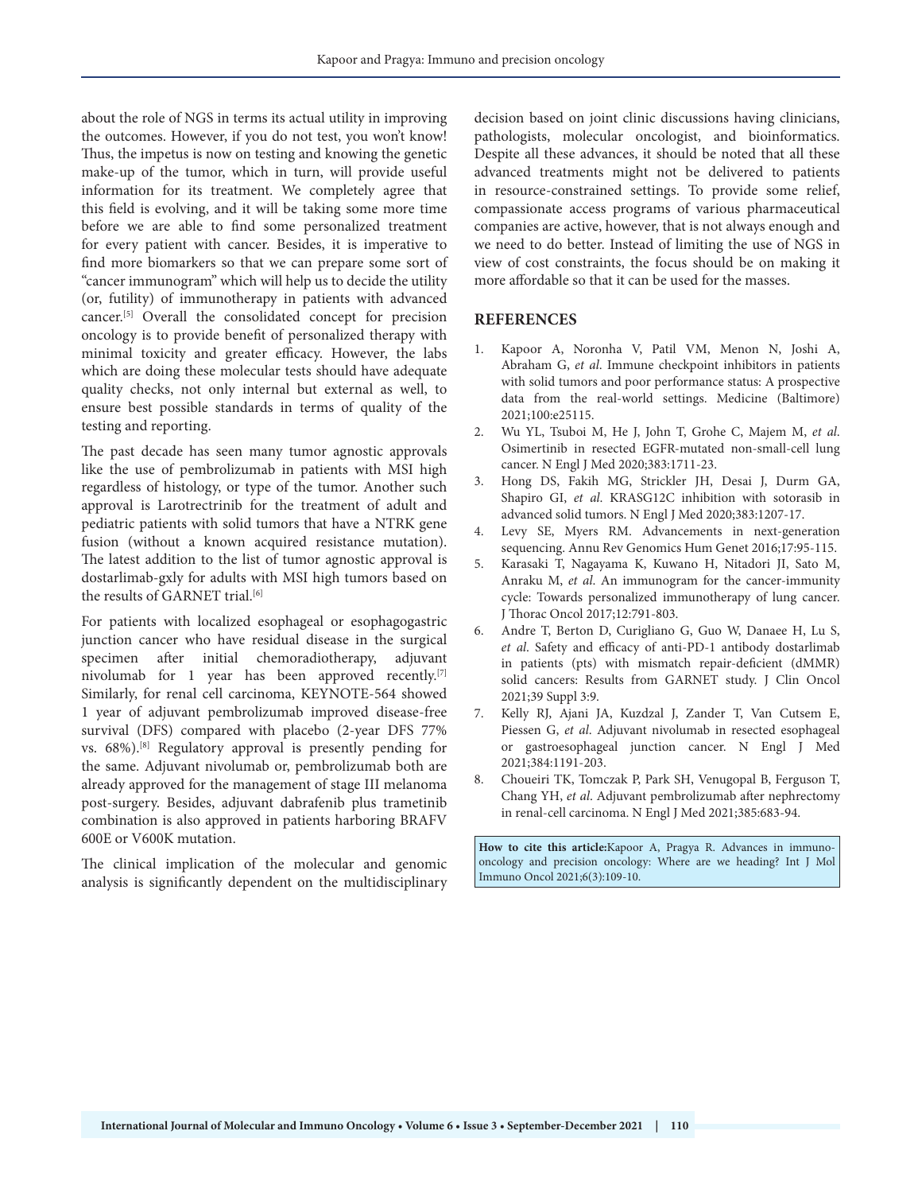about the role of NGS in terms its actual utility in improving the outcomes. However, if you do not test, you won't know! Thus, the impetus is now on testing and knowing the genetic make-up of the tumor, which in turn, will provide useful information for its treatment. We completely agree that this field is evolving, and it will be taking some more time before we are able to find some personalized treatment for every patient with cancer. Besides, it is imperative to find more biomarkers so that we can prepare some sort of "cancer immunogram" which will help us to decide the utility (or, futility) of immunotherapy in patients with advanced cancer.[5] Overall the consolidated concept for precision oncology is to provide benefit of personalized therapy with minimal toxicity and greater efficacy. However, the labs which are doing these molecular tests should have adequate quality checks, not only internal but external as well, to ensure best possible standards in terms of quality of the testing and reporting.

The past decade has seen many tumor agnostic approvals like the use of pembrolizumab in patients with MSI high regardless of histology, or type of the tumor. Another such approval is Larotrectrinib for the treatment of adult and pediatric patients with solid tumors that have a NTRK gene fusion (without a known acquired resistance mutation). The latest addition to the list of tumor agnostic approval is dostarlimab-gxly for adults with MSI high tumors based on the results of GARNET trial.[6]

For patients with localized esophageal or esophagogastric junction cancer who have residual disease in the surgical specimen after initial chemoradiotherapy, adjuvant nivolumab for 1 year has been approved recently.[7] Similarly, for renal cell carcinoma, KEYNOTE-564 showed 1 year of adjuvant pembrolizumab improved disease-free survival (DFS) compared with placebo (2-year DFS 77% vs. 68%).[8] Regulatory approval is presently pending for the same. Adjuvant nivolumab or, pembrolizumab both are already approved for the management of stage III melanoma post-surgery. Besides, adjuvant dabrafenib plus trametinib combination is also approved in patients harboring BRAFV 600E or V600K mutation.

The clinical implication of the molecular and genomic analysis is significantly dependent on the multidisciplinary decision based on joint clinic discussions having clinicians, pathologists, molecular oncologist, and bioinformatics. Despite all these advances, it should be noted that all these advanced treatments might not be delivered to patients in resource-constrained settings. To provide some relief, compassionate access programs of various pharmaceutical companies are active, however, that is not always enough and we need to do better. Instead of limiting the use of NGS in view of cost constraints, the focus should be on making it more affordable so that it can be used for the masses.

## REFERENCES

1. Kapoor A, Noronha V, Patil VM, Menon N, Joshi A, Abraham G, *et al*. Immune checkpoint inhibitors in patients with solid tumors and poor performance status: A prospective data from the real-world settings. Medicine (Baltimore) 2021;100:e25115.
2. Wu YL, Tsuboi M, He J, John T, Grohe C, Majem M, *et al*. Osimertinib in resected EGFR-mutated non-small-cell lung cancer. N Engl J Med 2020;383:1711-23.
3. Hong DS, Fakih MG, Strickler JH, Desai J, Durm GA, Shapiro GI, *et al*. KRASG12C inhibition with sotorasib in advanced solid tumors. N Engl J Med 2020;383:1207-17.
4. Levy SE, Myers RM. Advancements in next-generation sequencing. Annu Rev Genomics Hum Genet 2016;17:95-115.
5. Karasaki T, Nagayama K, Kuwano H, Nitadori JI, Sato M, Anraku M, *et al*. An immunogram for the cancer-immunity cycle: Towards personalized immunotherapy of lung cancer. J Thorac Oncol 2017;12:791-803.
6. Andre T, Berton D, Curigliano G, Guo W, Danaee H, Lu S, *et al*. Safety and efficacy of anti-PD-1 antibody dostarlimab in patients (pts) with mismatch repair-deficient (dMMR) solid cancers: Results from GARNET study. J Clin Oncol 2021;39 Suppl 3:9.
7. Kelly RJ, Ajani JA, Kuzdzal J, Zander T, Van Cutsem E, Piessen G, *et al*. Adjuvant nivolumab in resected esophageal or gastroesophageal junction cancer. N Engl J Med 2021;384:1191-203.
8. Choueiri TK, Tomczak P, Park SH, Venugopal B, Ferguson T, Chang YH, *et al*. Adjuvant pembrolizumab after nephrectomy in renal-cell carcinoma. N Engl J Med 2021;385:683-94.

**How to cite this article:** Kapoor A, Pragya R. Advances in immuno-oncology and precision oncology: Where are we heading? Int J Mol Immuno Oncol 2021;6(3):109-10.